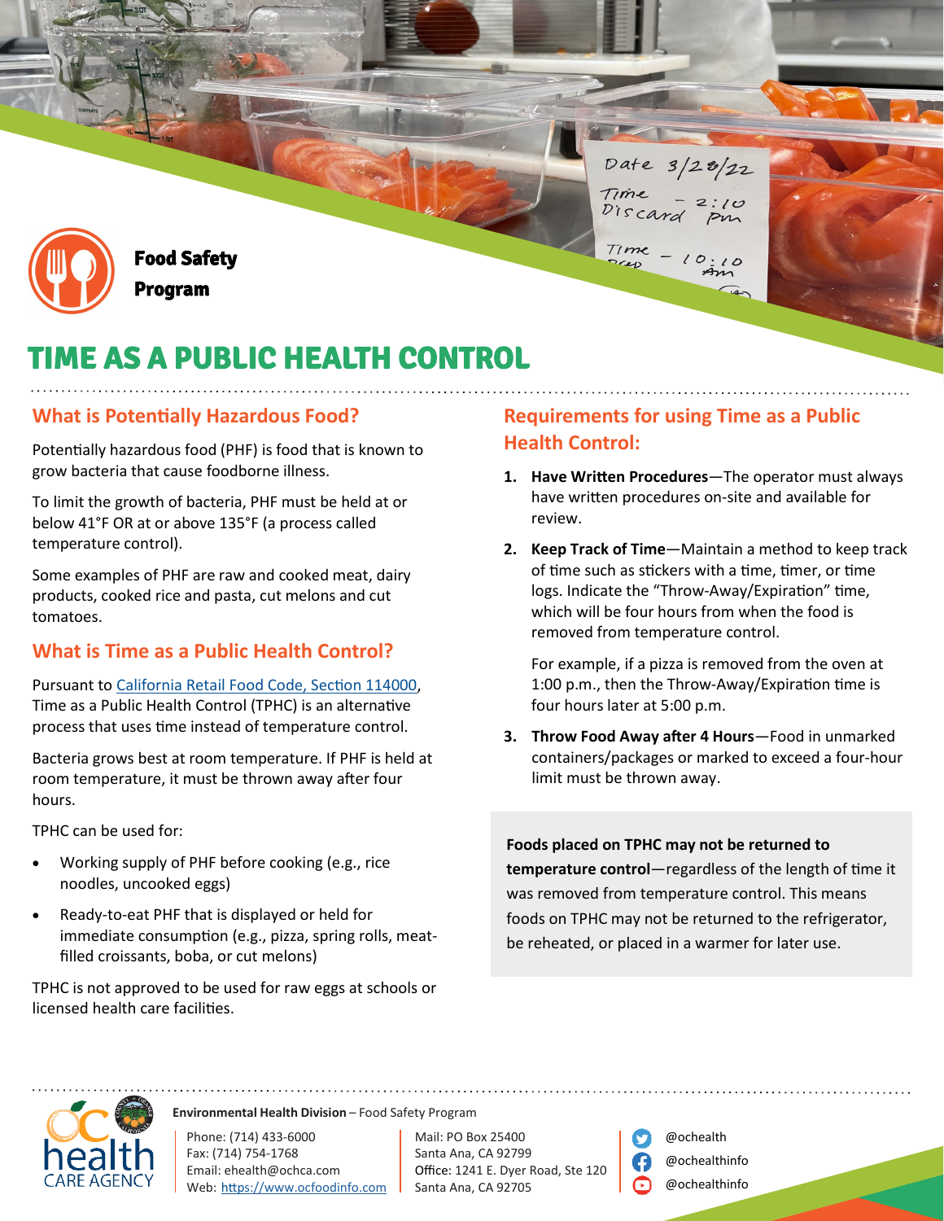Food Safety Program

# TIME AS A PUBLIC HEALTH CONTROL

## What is Potentially Hazardous Food?

Potentially hazardous food (PHF) is food that is known to grow bacteria that cause foodborne illness.

To limit the growth of bacteria, PHF must be held at or below 41°F OR at or above 135°F (a process called temperature control).

Some examples of PHF are raw and cooked meat, dairy products, cooked rice and pasta, cut melons and cut tomatoes.

## What is Time as a Public Health Control?

Pursuant to [California Retail Food Code, Section 114000](), Time as a Public Health Control (TPHC) is an alternative process that uses time instead of temperature control.

Bacteria grows best at room temperature. If PHF is held at room temperature, it must be thrown away after four hours.

TPHC can be used for:

- Working supply of PHF before cooking (e.g., rice noodles, uncooked eggs)
- Ready-to-eat PHF that is displayed or held for immediate consumption (e.g., pizza, spring rolls, meat-filled croissants, boba, or cut melons)

TPHC is not approved to be used for raw eggs at schools or licensed health care facilities.

## Requirements for using Time as a Public Health Control:

1. **Have Written Procedures**—The operator must always have written procedures on-site and available for review.
2. **Keep Track of Time**—Maintain a method to keep track of time such as stickers with a time, timer, or time logs. Indicate the "Throw-Away/Expiration" time, which will be four hours from when the food is removed from temperature control.

   For example, if a pizza is removed from the oven at 1:00 p.m., then the Throw-Away/Expiration time is four hours later at 5:00 p.m.
3. **Throw Food Away after 4 Hours**—Food in unmarked containers/packages or marked to exceed a four-hour limit must be thrown away.

**Foods placed on TPHC may not be returned to temperature control**—regardless of the length of time it was removed from temperature control. This means foods on TPHC may not be returned to the refrigerator, be reheated, or placed in a warmer for later use.

**Environmental Health Division** – Food Safety Program

Phone: (714) 433-6000
Fax: (714) 754-1768
Email: ehealth@ochca.com
Web: https://www.ocfoodinfo.com

Mail: PO Box 25400
Santa Ana, CA 92799
Office: 1241 E. Dyer Road, Ste 120
Santa Ana, CA 92705

@ochealth
@ochealthinfo
@ochealthinfo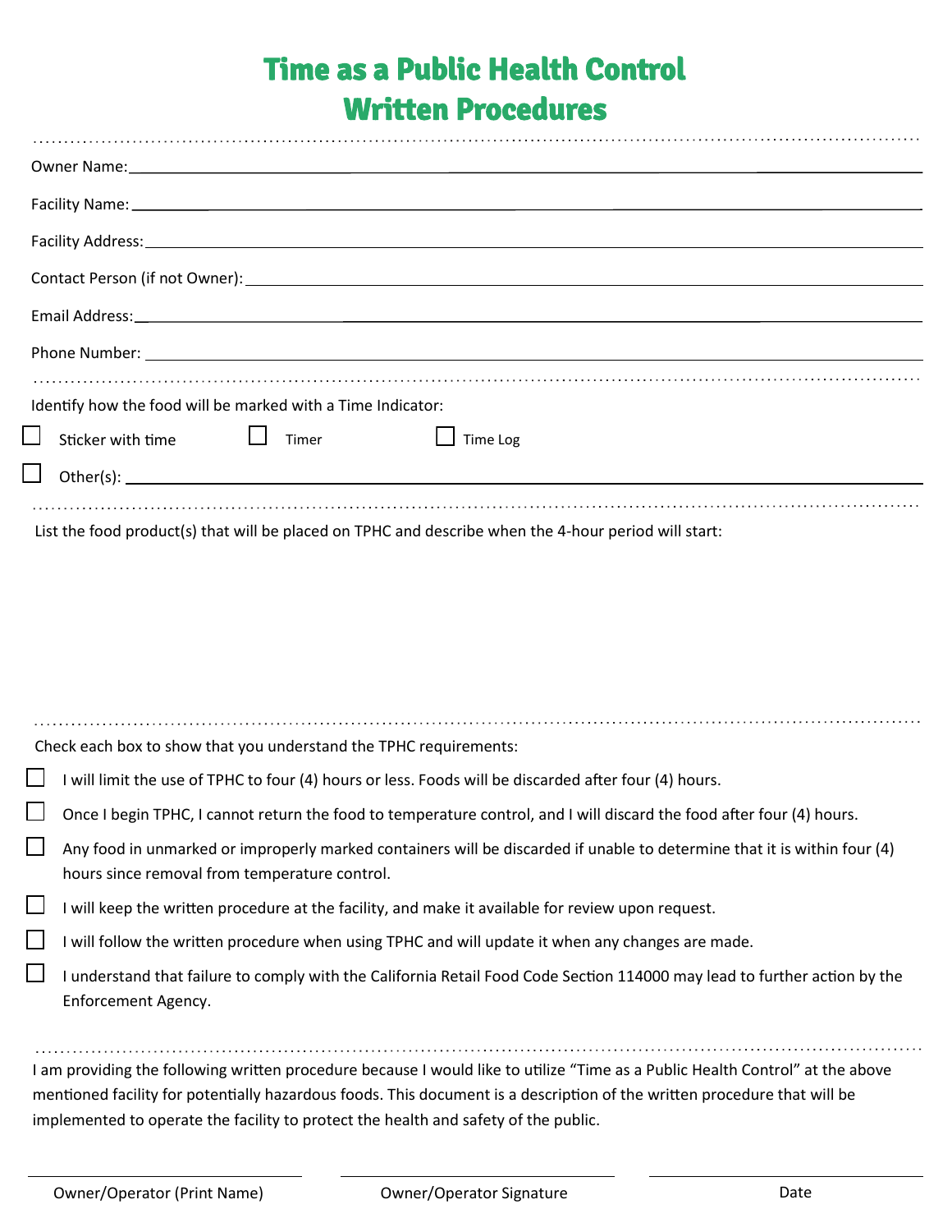# Time as a Public Health Control Written Procedures

Owner Name: ______________________________

Facility Name: ______________________________

Facility Address: ______________________________

Contact Person (if not Owner): ______________________________

Email Address: ______________________________

Phone Number: ______________________________

Identify how the food will be marked with a Time Indicator:

☐ Sticker with time ☐ Timer ☐ Time Log

☐ Other(s): ______________________________

List the food product(s) that will be placed on TPHC and describe when the 4-hour period will start:

Check each box to show that you understand the TPHC requirements:

☐ I will limit the use of TPHC to four (4) hours or less. Foods will be discarded after four (4) hours.

☐ Once I begin TPHC, I cannot return the food to temperature control, and I will discard the food after four (4) hours.

☐ Any food in unmarked or improperly marked containers will be discarded if unable to determine that it is within four (4) hours since removal from temperature control.

☐ I will keep the written procedure at the facility, and make it available for review upon request.

☐ I will follow the written procedure when using TPHC and will update it when any changes are made.

☐ I understand that failure to comply with the California Retail Food Code Section 114000 may lead to further action by the Enforcement Agency.

I am providing the following written procedure because I would like to utilize "Time as a Public Health Control" at the above mentioned facility for potentially hazardous foods. This document is a description of the written procedure that will be implemented to operate the facility to protect the health and safety of the public.

______________________________ ______________________________ ______________________________

Owner/Operator (Print Name) Owner/Operator Signature Date